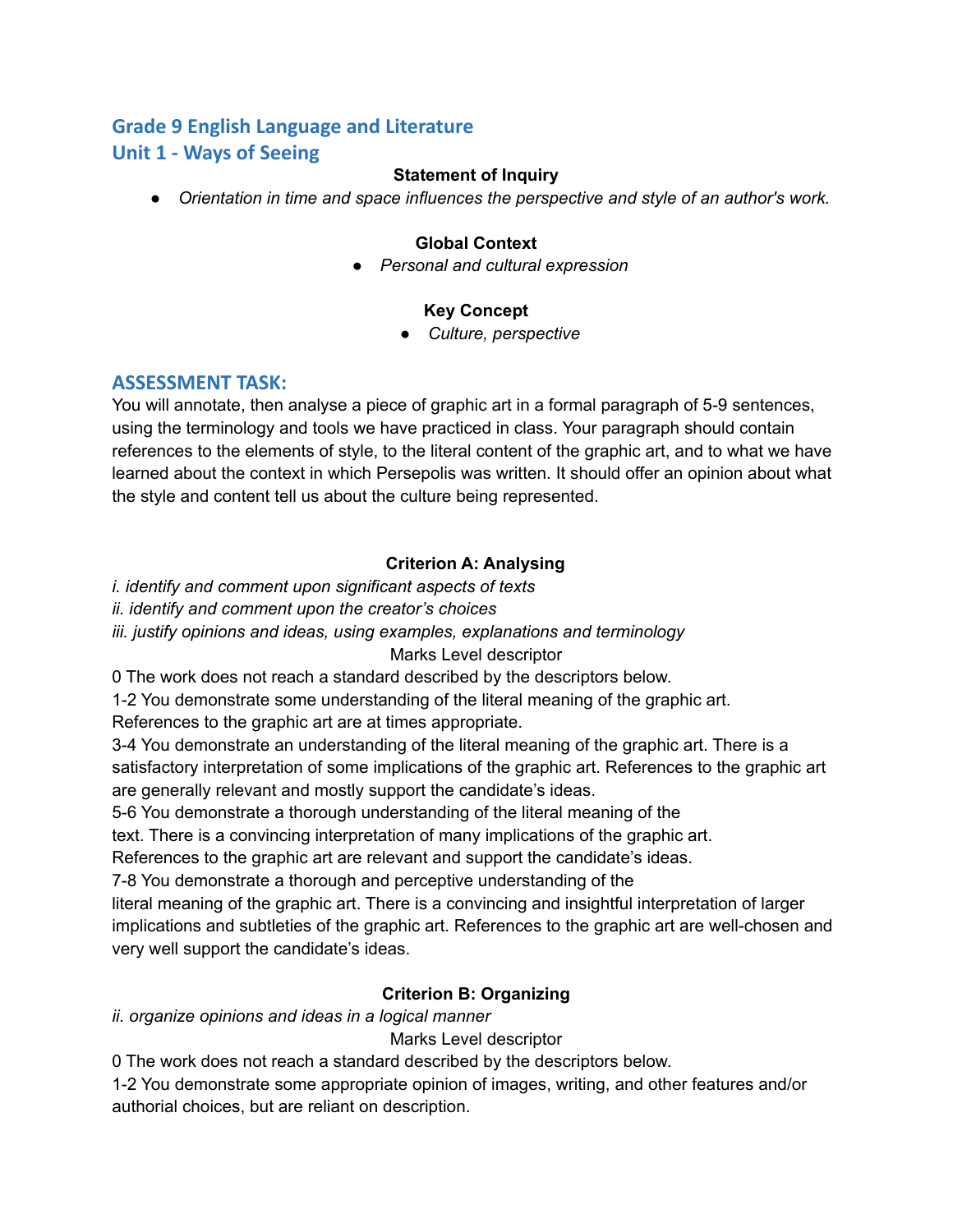## Grade 9 English Language and Literature
## Unit 1 - Ways of Seeing

**Statement of Inquiry**

- *Orientation in time and space influences the perspective and style of an author's work.*

**Global Context**

- *Personal and cultural expression*

**Key Concept**

- *Culture, perspective*

## ASSESSMENT TASK:

You will annotate, then analyse a piece of graphic art in a formal paragraph of 5-9 sentences, using the terminology and tools we have practiced in class. Your paragraph should contain references to the elements of style, to the literal content of the graphic art, and to what we have learned about the context in which Persepolis was written. It should offer an opinion about what the style and content tell us about the culture being represented.

**Criterion A: Analysing**

*i. identify and comment upon significant aspects of texts*
*ii. identify and comment upon the creator's choices*
*iii. justify opinions and ideas, using examples, explanations and terminology*

Marks Level descriptor

0 The work does not reach a standard described by the descriptors below.

1-2 You demonstrate some understanding of the literal meaning of the graphic art. References to the graphic art are at times appropriate.

3-4 You demonstrate an understanding of the literal meaning of the graphic art. There is a satisfactory interpretation of some implications of the graphic art. References to the graphic art are generally relevant and mostly support the candidate's ideas.

5-6 You demonstrate a thorough understanding of the literal meaning of the text. There is a convincing interpretation of many implications of the graphic art. References to the graphic art are relevant and support the candidate's ideas.

7-8 You demonstrate a thorough and perceptive understanding of the literal meaning of the graphic art. There is a convincing and insightful interpretation of larger implications and subtleties of the graphic art. References to the graphic art are well-chosen and very well support the candidate's ideas.

**Criterion B: Organizing**

*ii. organize opinions and ideas in a logical manner*

Marks Level descriptor

0 The work does not reach a standard described by the descriptors below.

1-2 You demonstrate some appropriate opinion of images, writing, and other features and/or authorial choices, but are reliant on description.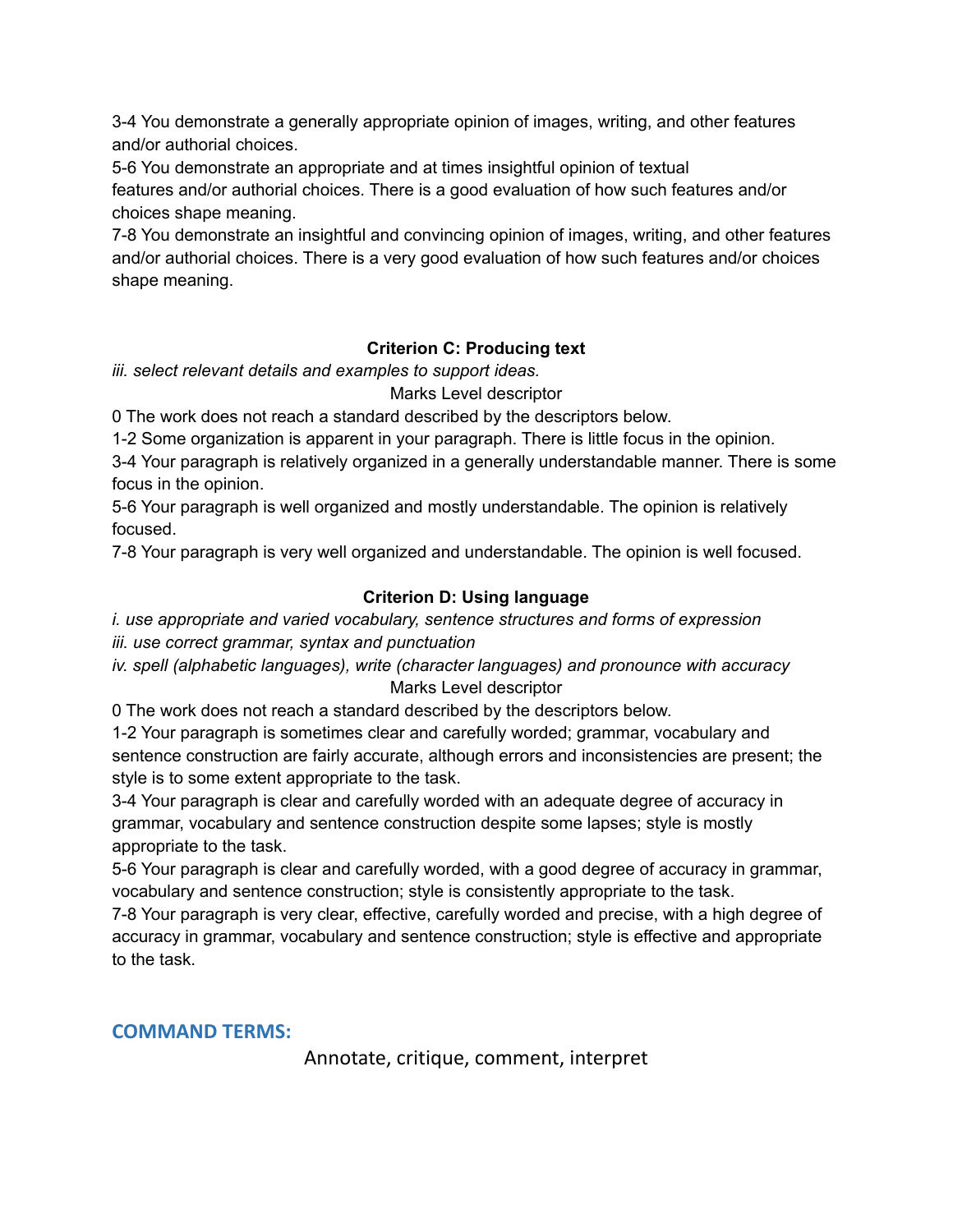3-4 You demonstrate a generally appropriate opinion of images, writing, and other features and/or authorial choices.
5-6 You demonstrate an appropriate and at times insightful opinion of textual features and/or authorial choices. There is a good evaluation of how such features and/or choices shape meaning.
7-8 You demonstrate an insightful and convincing opinion of images, writing, and other features and/or authorial choices. There is a very good evaluation of how such features and/or choices shape meaning.

**Criterion C: Producing text**

*iii. select relevant details and examples to support ideas.*

Marks Level descriptor

0 The work does not reach a standard described by the descriptors below.
1-2 Some organization is apparent in your paragraph. There is little focus in the opinion.
3-4 Your paragraph is relatively organized in a generally understandable manner. There is some focus in the opinion.
5-6 Your paragraph is well organized and mostly understandable. The opinion is relatively focused.
7-8 Your paragraph is very well organized and understandable. The opinion is well focused.

**Criterion D: Using language**

*i. use appropriate and varied vocabulary, sentence structures and forms of expression*
*iii. use correct grammar, syntax and punctuation*
*iv. spell (alphabetic languages), write (character languages) and pronounce with accuracy*

Marks Level descriptor

0 The work does not reach a standard described by the descriptors below.
1-2 Your paragraph is sometimes clear and carefully worded; grammar, vocabulary and sentence construction are fairly accurate, although errors and inconsistencies are present; the style is to some extent appropriate to the task.
3-4 Your paragraph is clear and carefully worded with an adequate degree of accuracy in grammar, vocabulary and sentence construction despite some lapses; style is mostly appropriate to the task.
5-6 Your paragraph is clear and carefully worded, with a good degree of accuracy in grammar, vocabulary and sentence construction; style is consistently appropriate to the task.
7-8 Your paragraph is very clear, effective, carefully worded and precise, with a high degree of accuracy in grammar, vocabulary and sentence construction; style is effective and appropriate to the task.

## COMMAND TERMS:

Annotate, critique, comment, interpret